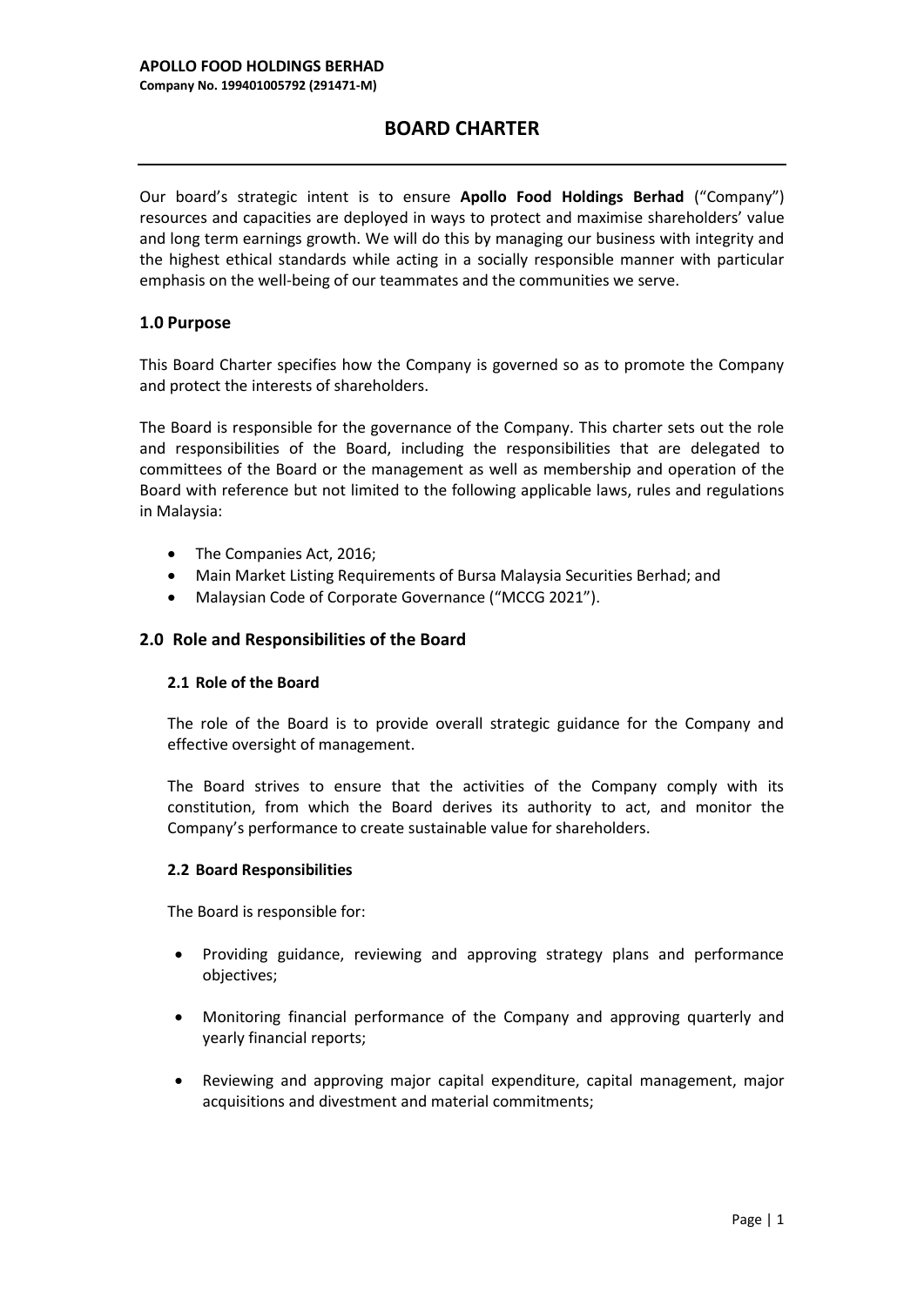**APOLLO FOOD HOLDINGS BERHAD**
**Company No. 199401005792 (291471-M)**

# BOARD CHARTER

Our board's strategic intent is to ensure **Apollo Food Holdings Berhad** ("Company") resources and capacities are deployed in ways to protect and maximise shareholders' value and long term earnings growth. We will do this by managing our business with integrity and the highest ethical standards while acting in a socially responsible manner with particular emphasis on the well-being of our teammates and the communities we serve.

## 1.0 Purpose

This Board Charter specifies how the Company is governed so as to promote the Company and protect the interests of shareholders.

The Board is responsible for the governance of the Company. This charter sets out the role and responsibilities of the Board, including the responsibilities that are delegated to committees of the Board or the management as well as membership and operation of the Board with reference but not limited to the following applicable laws, rules and regulations in Malaysia:

- The Companies Act, 2016;
- Main Market Listing Requirements of Bursa Malaysia Securities Berhad; and
- Malaysian Code of Corporate Governance ("MCCG 2021").

## 2.0 Role and Responsibilities of the Board

### 2.1 Role of the Board

The role of the Board is to provide overall strategic guidance for the Company and effective oversight of management.

The Board strives to ensure that the activities of the Company comply with its constitution, from which the Board derives its authority to act, and monitor the Company's performance to create sustainable value for shareholders.

### 2.2 Board Responsibilities

The Board is responsible for:

- Providing guidance, reviewing and approving strategy plans and performance objectives;
- Monitoring financial performance of the Company and approving quarterly and yearly financial reports;
- Reviewing and approving major capital expenditure, capital management, major acquisitions and divestment and material commitments;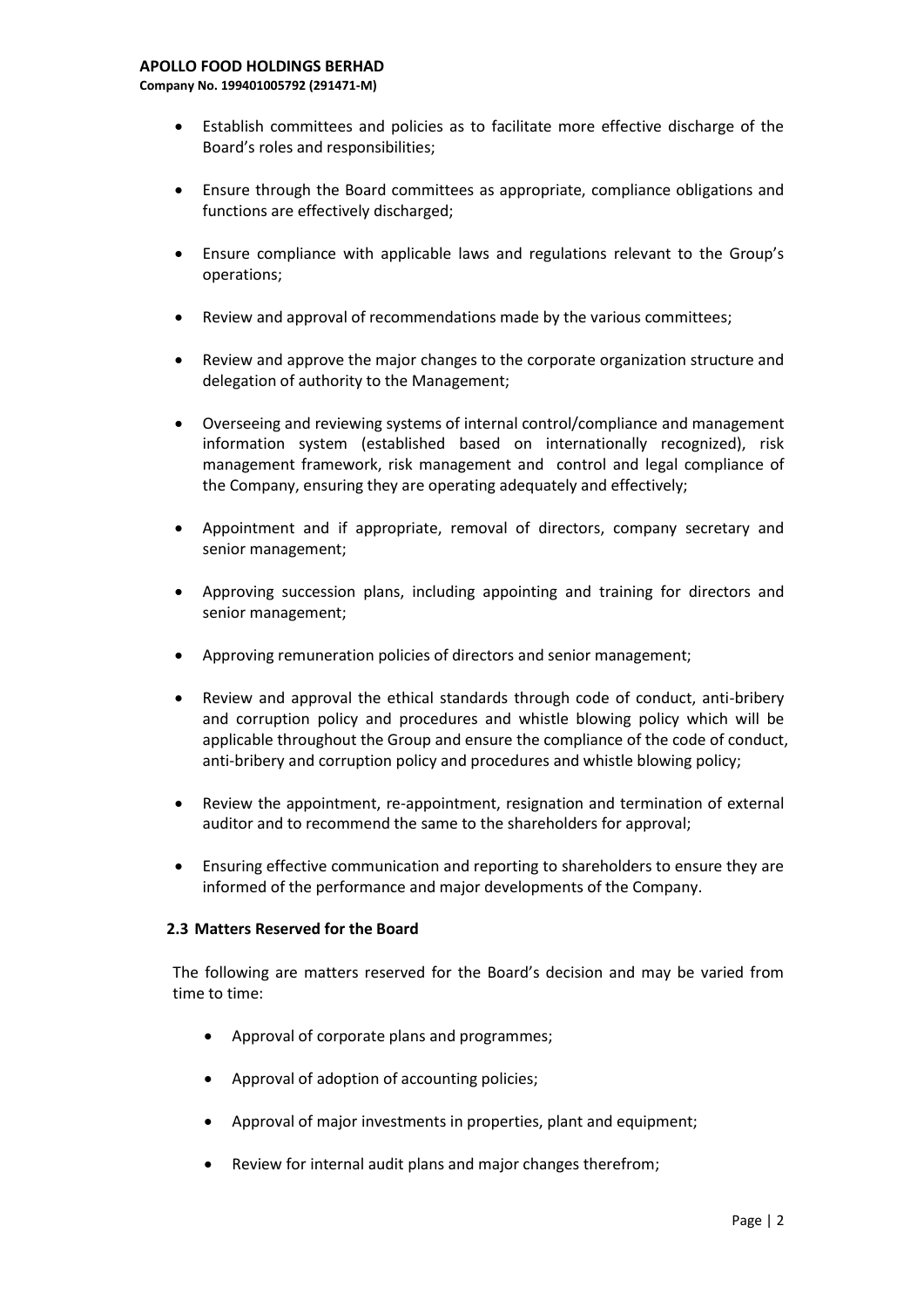- Establish committees and policies as to facilitate more effective discharge of the Board's roles and responsibilities;
- Ensure through the Board committees as appropriate, compliance obligations and functions are effectively discharged;
- Ensure compliance with applicable laws and regulations relevant to the Group's operations;
- Review and approval of recommendations made by the various committees;
- Review and approve the major changes to the corporate organization structure and delegation of authority to the Management;
- Overseeing and reviewing systems of internal control/compliance and management information system (established based on internationally recognized), risk management framework, risk management and control and legal compliance of the Company, ensuring they are operating adequately and effectively;
- Appointment and if appropriate, removal of directors, company secretary and senior management;
- Approving succession plans, including appointing and training for directors and senior management;
- Approving remuneration policies of directors and senior management;
- Review and approval the ethical standards through code of conduct, anti-bribery and corruption policy and procedures and whistle blowing policy which will be applicable throughout the Group and ensure the compliance of the code of conduct, anti-bribery and corruption policy and procedures and whistle blowing policy;
- Review the appointment, re-appointment, resignation and termination of external auditor and to recommend the same to the shareholders for approval;
- Ensuring effective communication and reporting to shareholders to ensure they are informed of the performance and major developments of the Company.

### 2.3 Matters Reserved for the Board

The following are matters reserved for the Board's decision and may be varied from time to time:

- Approval of corporate plans and programmes;
- Approval of adoption of accounting policies;
- Approval of major investments in properties, plant and equipment;
- Review for internal audit plans and major changes therefrom;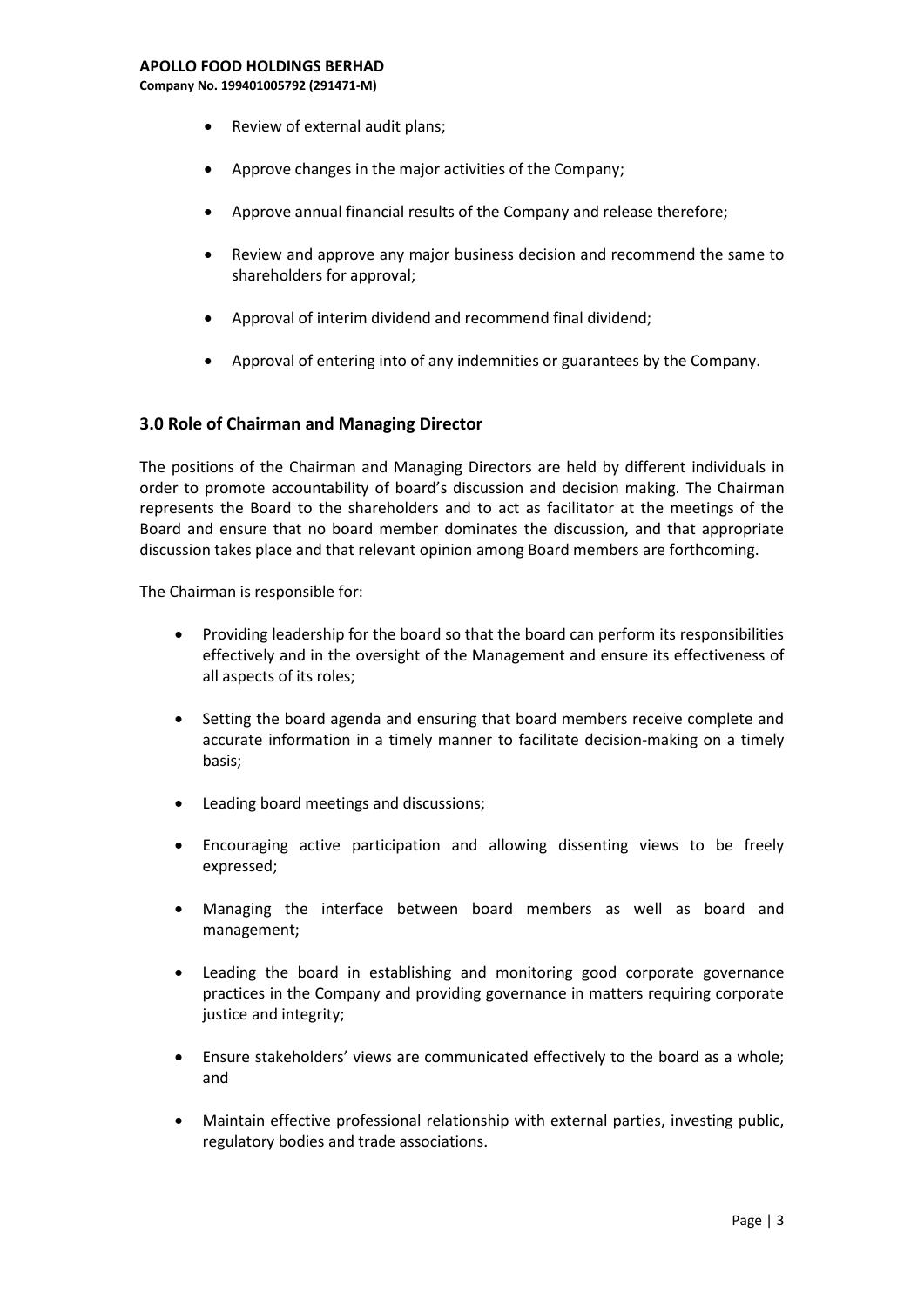- Review of external audit plans;
- Approve changes in the major activities of the Company;
- Approve annual financial results of the Company and release therefore;
- Review and approve any major business decision and recommend the same to shareholders for approval;
- Approval of interim dividend and recommend final dividend;
- Approval of entering into of any indemnities or guarantees by the Company.

## 3.0 Role of Chairman and Managing Director

The positions of the Chairman and Managing Directors are held by different individuals in order to promote accountability of board's discussion and decision making. The Chairman represents the Board to the shareholders and to act as facilitator at the meetings of the Board and ensure that no board member dominates the discussion, and that appropriate discussion takes place and that relevant opinion among Board members are forthcoming.

The Chairman is responsible for:

- Providing leadership for the board so that the board can perform its responsibilities effectively and in the oversight of the Management and ensure its effectiveness of all aspects of its roles;
- Setting the board agenda and ensuring that board members receive complete and accurate information in a timely manner to facilitate decision-making on a timely basis;
- Leading board meetings and discussions;
- Encouraging active participation and allowing dissenting views to be freely expressed;
- Managing the interface between board members as well as board and management;
- Leading the board in establishing and monitoring good corporate governance practices in the Company and providing governance in matters requiring corporate justice and integrity;
- Ensure stakeholders' views are communicated effectively to the board as a whole; and
- Maintain effective professional relationship with external parties, investing public, regulatory bodies and trade associations.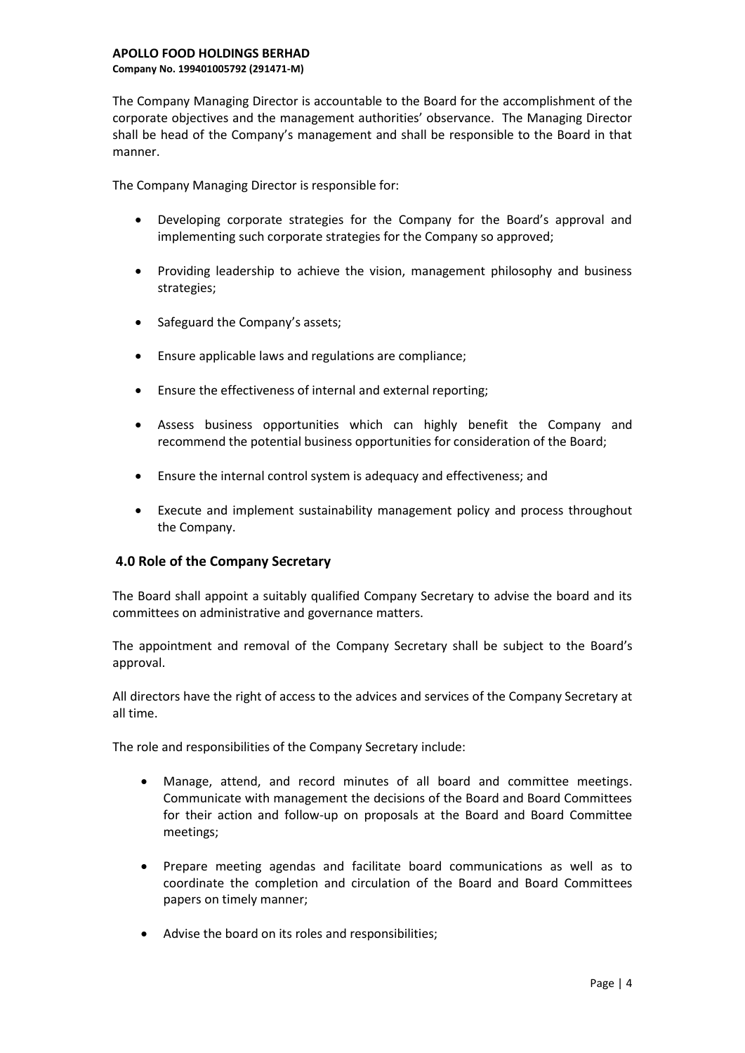The Company Managing Director is accountable to the Board for the accomplishment of the corporate objectives and the management authorities' observance. The Managing Director shall be head of the Company's management and shall be responsible to the Board in that manner.

The Company Managing Director is responsible for:

- Developing corporate strategies for the Company for the Board's approval and implementing such corporate strategies for the Company so approved;
- Providing leadership to achieve the vision, management philosophy and business strategies;
- Safeguard the Company's assets;
- Ensure applicable laws and regulations are compliance;
- Ensure the effectiveness of internal and external reporting;
- Assess business opportunities which can highly benefit the Company and recommend the potential business opportunities for consideration of the Board;
- Ensure the internal control system is adequacy and effectiveness; and
- Execute and implement sustainability management policy and process throughout the Company.

## 4.0 Role of the Company Secretary

The Board shall appoint a suitably qualified Company Secretary to advise the board and its committees on administrative and governance matters.

The appointment and removal of the Company Secretary shall be subject to the Board's approval.

All directors have the right of access to the advices and services of the Company Secretary at all time.

The role and responsibilities of the Company Secretary include:

- Manage, attend, and record minutes of all board and committee meetings. Communicate with management the decisions of the Board and Board Committees for their action and follow-up on proposals at the Board and Board Committee meetings;
- Prepare meeting agendas and facilitate board communications as well as to coordinate the completion and circulation of the Board and Board Committees papers on timely manner;
- Advise the board on its roles and responsibilities;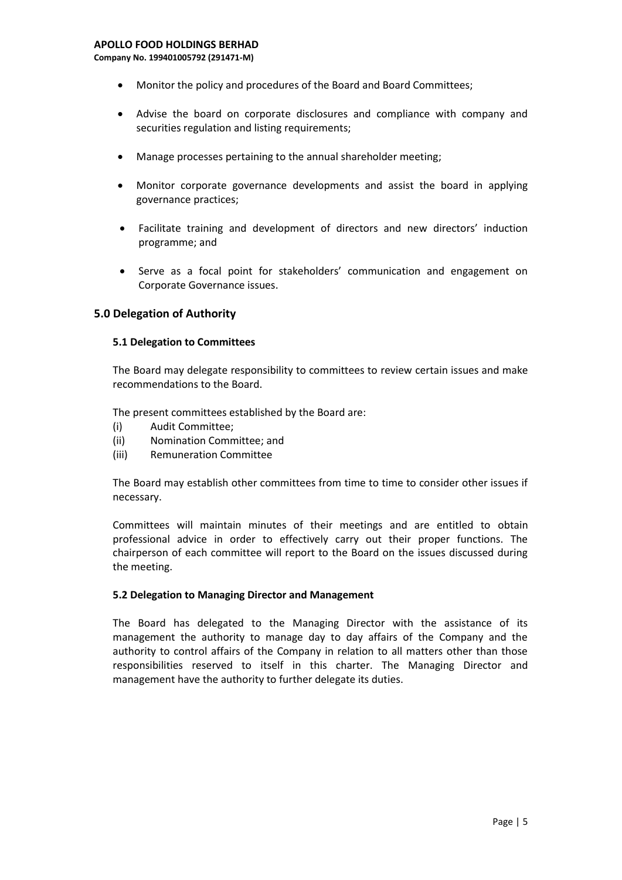- Monitor the policy and procedures of the Board and Board Committees;
- Advise the board on corporate disclosures and compliance with company and securities regulation and listing requirements;
- Manage processes pertaining to the annual shareholder meeting;
- Monitor corporate governance developments and assist the board in applying governance practices;
- Facilitate training and development of directors and new directors' induction programme; and
- Serve as a focal point for stakeholders' communication and engagement on Corporate Governance issues.

## 5.0 Delegation of Authority

### 5.1 Delegation to Committees

The Board may delegate responsibility to committees to review certain issues and make recommendations to the Board.

The present committees established by the Board are:

(i) Audit Committee;
(ii) Nomination Committee; and
(iii) Remuneration Committee

The Board may establish other committees from time to time to consider other issues if necessary.

Committees will maintain minutes of their meetings and are entitled to obtain professional advice in order to effectively carry out their proper functions. The chairperson of each committee will report to the Board on the issues discussed during the meeting.

### 5.2 Delegation to Managing Director and Management

The Board has delegated to the Managing Director with the assistance of its management the authority to manage day to day affairs of the Company and the authority to control affairs of the Company in relation to all matters other than those responsibilities reserved to itself in this charter. The Managing Director and management have the authority to further delegate its duties.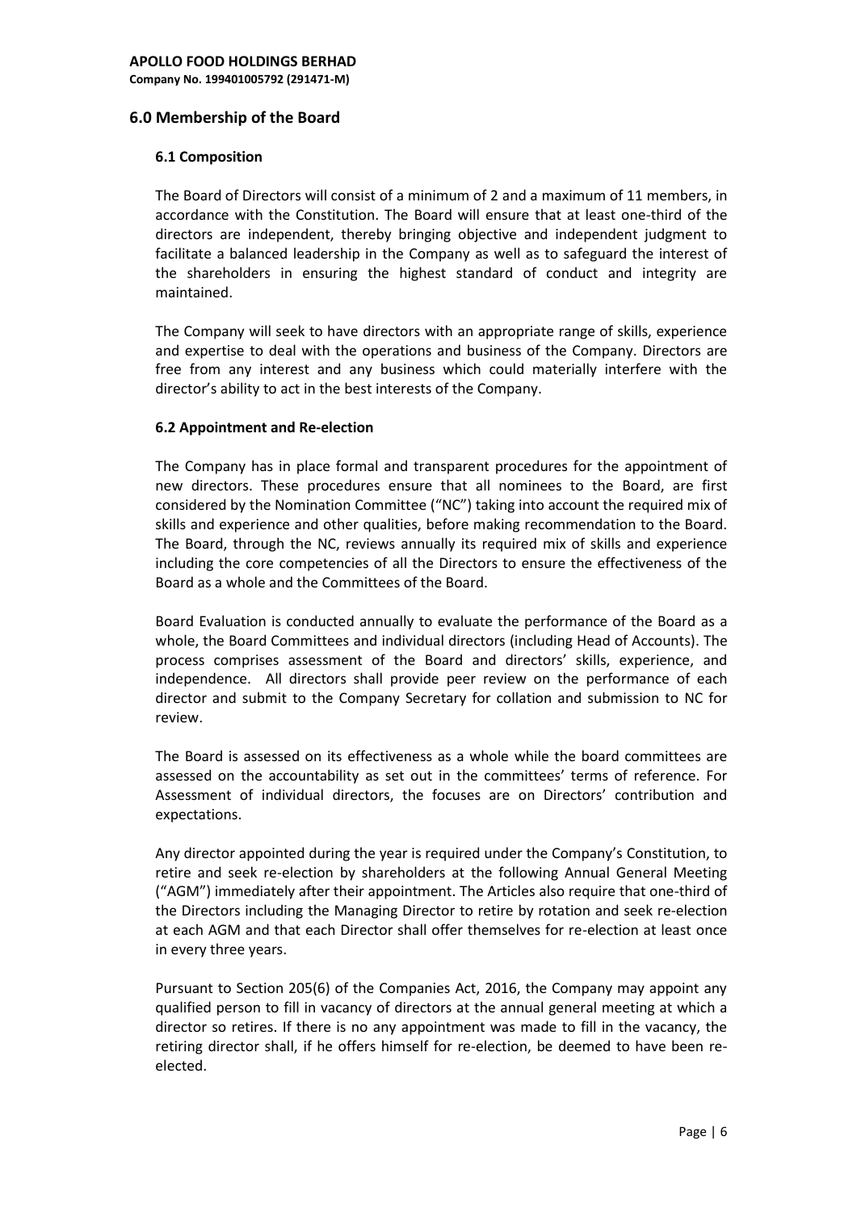## 6.0 Membership of the Board

### 6.1 Composition

The Board of Directors will consist of a minimum of 2 and a maximum of 11 members, in accordance with the Constitution. The Board will ensure that at least one-third of the directors are independent, thereby bringing objective and independent judgment to facilitate a balanced leadership in the Company as well as to safeguard the interest of the shareholders in ensuring the highest standard of conduct and integrity are maintained.

The Company will seek to have directors with an appropriate range of skills, experience and expertise to deal with the operations and business of the Company. Directors are free from any interest and any business which could materially interfere with the director's ability to act in the best interests of the Company.

### 6.2 Appointment and Re-election

The Company has in place formal and transparent procedures for the appointment of new directors. These procedures ensure that all nominees to the Board, are first considered by the Nomination Committee ("NC") taking into account the required mix of skills and experience and other qualities, before making recommendation to the Board. The Board, through the NC, reviews annually its required mix of skills and experience including the core competencies of all the Directors to ensure the effectiveness of the Board as a whole and the Committees of the Board.

Board Evaluation is conducted annually to evaluate the performance of the Board as a whole, the Board Committees and individual directors (including Head of Accounts). The process comprises assessment of the Board and directors' skills, experience, and independence. All directors shall provide peer review on the performance of each director and submit to the Company Secretary for collation and submission to NC for review.

The Board is assessed on its effectiveness as a whole while the board committees are assessed on the accountability as set out in the committees' terms of reference. For Assessment of individual directors, the focuses are on Directors' contribution and expectations.

Any director appointed during the year is required under the Company's Constitution, to retire and seek re-election by shareholders at the following Annual General Meeting ("AGM") immediately after their appointment. The Articles also require that one-third of the Directors including the Managing Director to retire by rotation and seek re-election at each AGM and that each Director shall offer themselves for re-election at least once in every three years.

Pursuant to Section 205(6) of the Companies Act, 2016, the Company may appoint any qualified person to fill in vacancy of directors at the annual general meeting at which a director so retires. If there is no any appointment was made to fill in the vacancy, the retiring director shall, if he offers himself for re-election, be deemed to have been re-elected.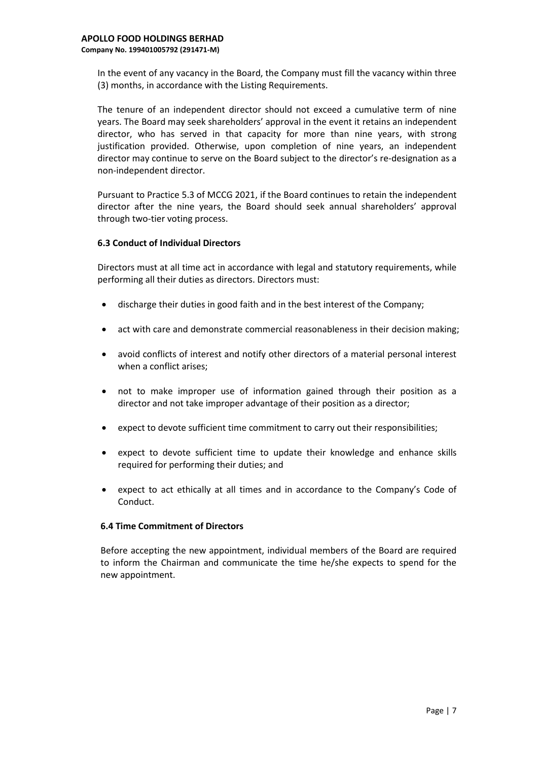In the event of any vacancy in the Board, the Company must fill the vacancy within three (3) months, in accordance with the Listing Requirements.

The tenure of an independent director should not exceed a cumulative term of nine years. The Board may seek shareholders' approval in the event it retains an independent director, who has served in that capacity for more than nine years, with strong justification provided. Otherwise, upon completion of nine years, an independent director may continue to serve on the Board subject to the director's re-designation as a non-independent director.

Pursuant to Practice 5.3 of MCCG 2021, if the Board continues to retain the independent director after the nine years, the Board should seek annual shareholders' approval through two-tier voting process.

### 6.3 Conduct of Individual Directors

Directors must at all time act in accordance with legal and statutory requirements, while performing all their duties as directors. Directors must:

- discharge their duties in good faith and in the best interest of the Company;
- act with care and demonstrate commercial reasonableness in their decision making;
- avoid conflicts of interest and notify other directors of a material personal interest when a conflict arises;
- not to make improper use of information gained through their position as a director and not take improper advantage of their position as a director;
- expect to devote sufficient time commitment to carry out their responsibilities;
- expect to devote sufficient time to update their knowledge and enhance skills required for performing their duties; and
- expect to act ethically at all times and in accordance to the Company's Code of Conduct.

### 6.4 Time Commitment of Directors

Before accepting the new appointment, individual members of the Board are required to inform the Chairman and communicate the time he/she expects to spend for the new appointment.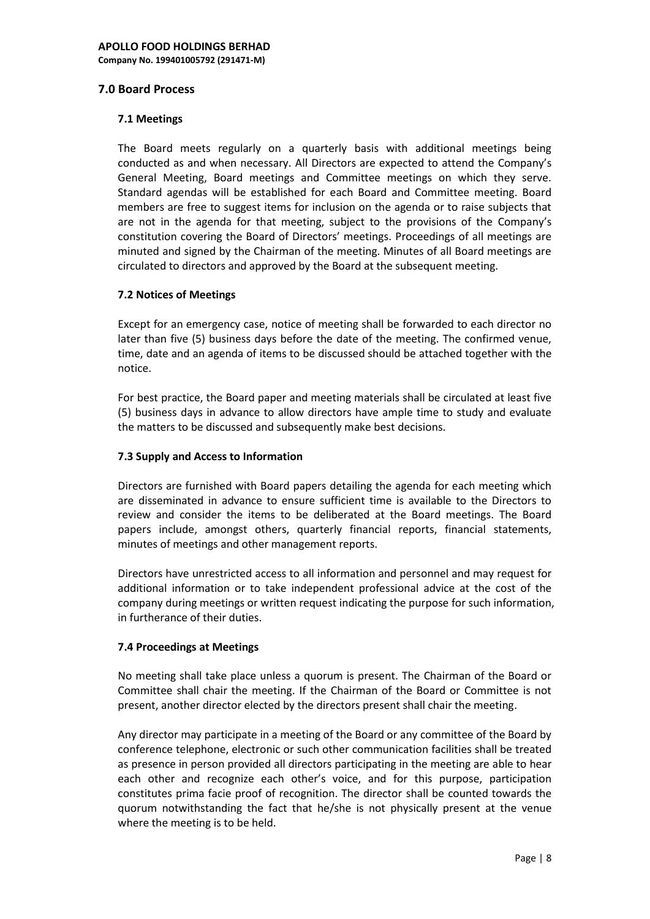## 7.0 Board Process

### 7.1 Meetings

The Board meets regularly on a quarterly basis with additional meetings being conducted as and when necessary. All Directors are expected to attend the Company's General Meeting, Board meetings and Committee meetings on which they serve. Standard agendas will be established for each Board and Committee meeting. Board members are free to suggest items for inclusion on the agenda or to raise subjects that are not in the agenda for that meeting, subject to the provisions of the Company's constitution covering the Board of Directors' meetings. Proceedings of all meetings are minuted and signed by the Chairman of the meeting. Minutes of all Board meetings are circulated to directors and approved by the Board at the subsequent meeting.

### 7.2 Notices of Meetings

Except for an emergency case, notice of meeting shall be forwarded to each director no later than five (5) business days before the date of the meeting. The confirmed venue, time, date and an agenda of items to be discussed should be attached together with the notice.

For best practice, the Board paper and meeting materials shall be circulated at least five (5) business days in advance to allow directors have ample time to study and evaluate the matters to be discussed and subsequently make best decisions.

### 7.3 Supply and Access to Information

Directors are furnished with Board papers detailing the agenda for each meeting which are disseminated in advance to ensure sufficient time is available to the Directors to review and consider the items to be deliberated at the Board meetings. The Board papers include, amongst others, quarterly financial reports, financial statements, minutes of meetings and other management reports.

Directors have unrestricted access to all information and personnel and may request for additional information or to take independent professional advice at the cost of the company during meetings or written request indicating the purpose for such information, in furtherance of their duties.

### 7.4 Proceedings at Meetings

No meeting shall take place unless a quorum is present. The Chairman of the Board or Committee shall chair the meeting. If the Chairman of the Board or Committee is not present, another director elected by the directors present shall chair the meeting.

Any director may participate in a meeting of the Board or any committee of the Board by conference telephone, electronic or such other communication facilities shall be treated as presence in person provided all directors participating in the meeting are able to hear each other and recognize each other's voice, and for this purpose, participation constitutes prima facie proof of recognition. The director shall be counted towards the quorum notwithstanding the fact that he/she is not physically present at the venue where the meeting is to be held.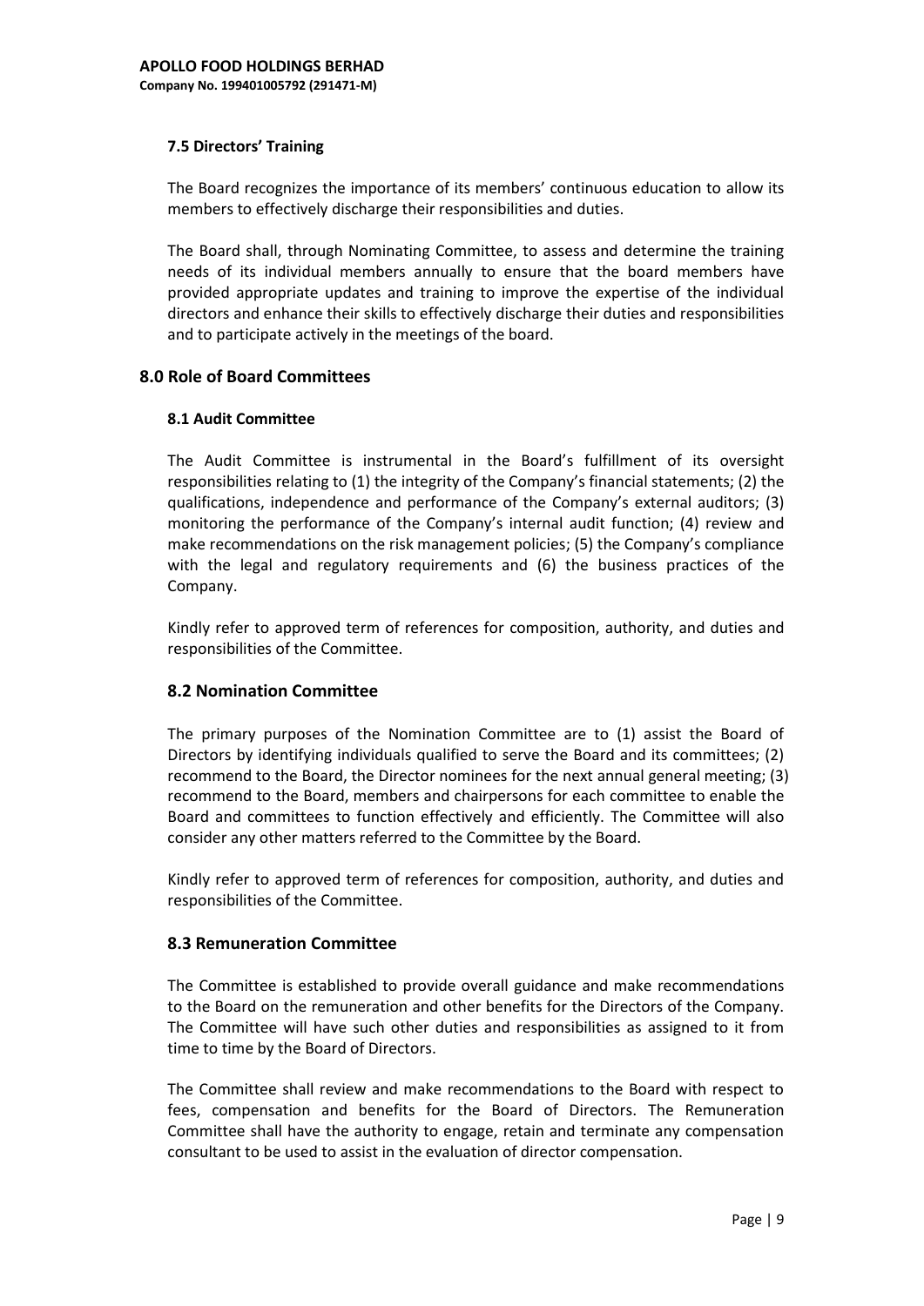### 7.5 Directors' Training

The Board recognizes the importance of its members' continuous education to allow its members to effectively discharge their responsibilities and duties.

The Board shall, through Nominating Committee, to assess and determine the training needs of its individual members annually to ensure that the board members have provided appropriate updates and training to improve the expertise of the individual directors and enhance their skills to effectively discharge their duties and responsibilities and to participate actively in the meetings of the board.

## 8.0 Role of Board Committees

### 8.1 Audit Committee

The Audit Committee is instrumental in the Board's fulfillment of its oversight responsibilities relating to (1) the integrity of the Company's financial statements; (2) the qualifications, independence and performance of the Company's external auditors; (3) monitoring the performance of the Company's internal audit function; (4) review and make recommendations on the risk management policies; (5) the Company's compliance with the legal and regulatory requirements and (6) the business practices of the Company.

Kindly refer to approved term of references for composition, authority, and duties and responsibilities of the Committee.

### 8.2 Nomination Committee

The primary purposes of the Nomination Committee are to (1) assist the Board of Directors by identifying individuals qualified to serve the Board and its committees; (2) recommend to the Board, the Director nominees for the next annual general meeting; (3) recommend to the Board, members and chairpersons for each committee to enable the Board and committees to function effectively and efficiently. The Committee will also consider any other matters referred to the Committee by the Board.

Kindly refer to approved term of references for composition, authority, and duties and responsibilities of the Committee.

### 8.3 Remuneration Committee

The Committee is established to provide overall guidance and make recommendations to the Board on the remuneration and other benefits for the Directors of the Company. The Committee will have such other duties and responsibilities as assigned to it from time to time by the Board of Directors.

The Committee shall review and make recommendations to the Board with respect to fees, compensation and benefits for the Board of Directors. The Remuneration Committee shall have the authority to engage, retain and terminate any compensation consultant to be used to assist in the evaluation of director compensation.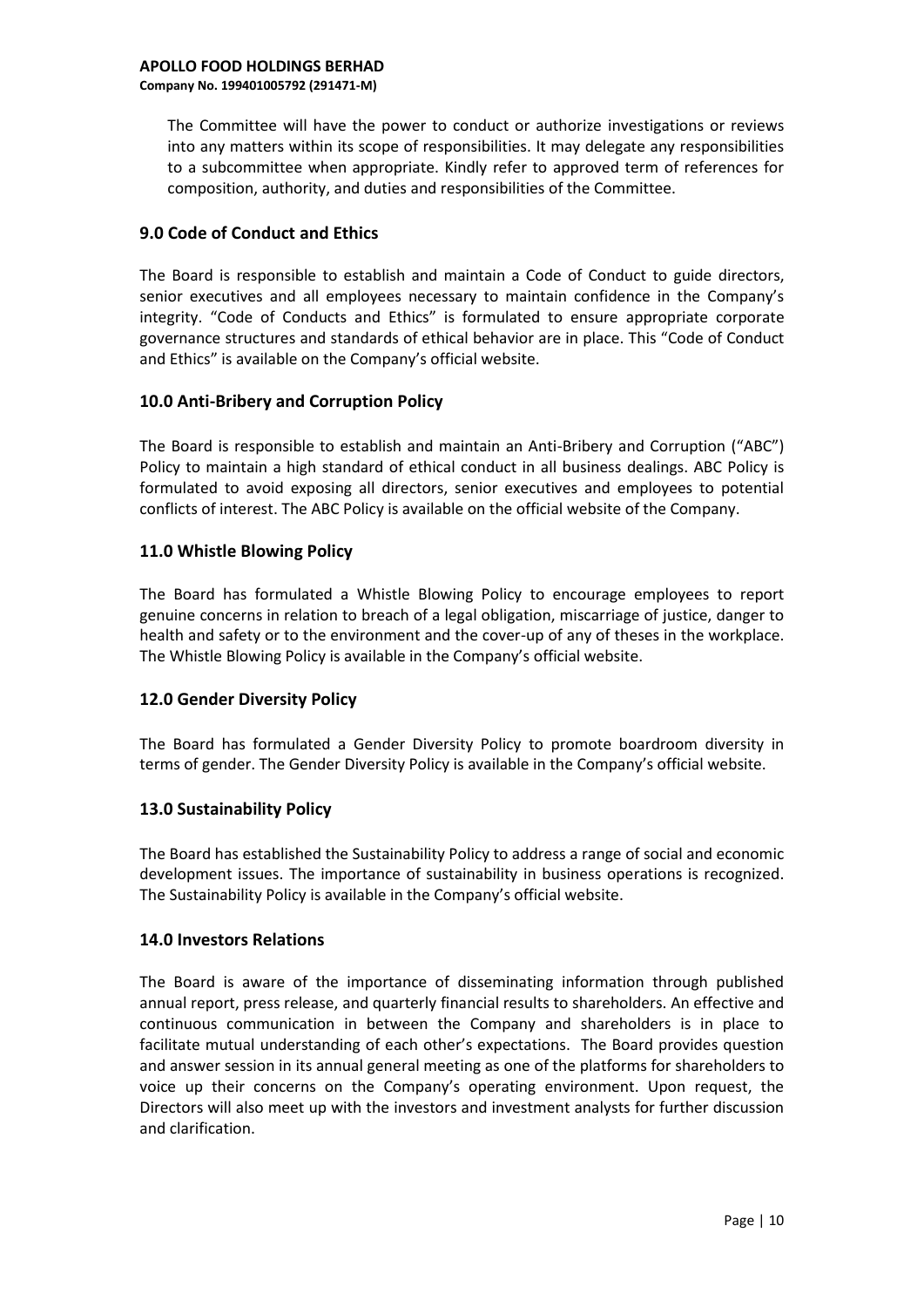The Committee will have the power to conduct or authorize investigations or reviews into any matters within its scope of responsibilities. It may delegate any responsibilities to a subcommittee when appropriate. Kindly refer to approved term of references for composition, authority, and duties and responsibilities of the Committee.

## 9.0 Code of Conduct and Ethics

The Board is responsible to establish and maintain a Code of Conduct to guide directors, senior executives and all employees necessary to maintain confidence in the Company's integrity. "Code of Conducts and Ethics" is formulated to ensure appropriate corporate governance structures and standards of ethical behavior are in place. This "Code of Conduct and Ethics" is available on the Company's official website.

## 10.0 Anti-Bribery and Corruption Policy

The Board is responsible to establish and maintain an Anti-Bribery and Corruption ("ABC") Policy to maintain a high standard of ethical conduct in all business dealings. ABC Policy is formulated to avoid exposing all directors, senior executives and employees to potential conflicts of interest. The ABC Policy is available on the official website of the Company.

## 11.0 Whistle Blowing Policy

The Board has formulated a Whistle Blowing Policy to encourage employees to report genuine concerns in relation to breach of a legal obligation, miscarriage of justice, danger to health and safety or to the environment and the cover-up of any of theses in the workplace. The Whistle Blowing Policy is available in the Company's official website.

## 12.0 Gender Diversity Policy

The Board has formulated a Gender Diversity Policy to promote boardroom diversity in terms of gender. The Gender Diversity Policy is available in the Company's official website.

## 13.0 Sustainability Policy

The Board has established the Sustainability Policy to address a range of social and economic development issues. The importance of sustainability in business operations is recognized. The Sustainability Policy is available in the Company's official website.

## 14.0 Investors Relations

The Board is aware of the importance of disseminating information through published annual report, press release, and quarterly financial results to shareholders. An effective and continuous communication in between the Company and shareholders is in place to facilitate mutual understanding of each other's expectations. The Board provides question and answer session in its annual general meeting as one of the platforms for shareholders to voice up their concerns on the Company's operating environment. Upon request, the Directors will also meet up with the investors and investment analysts for further discussion and clarification.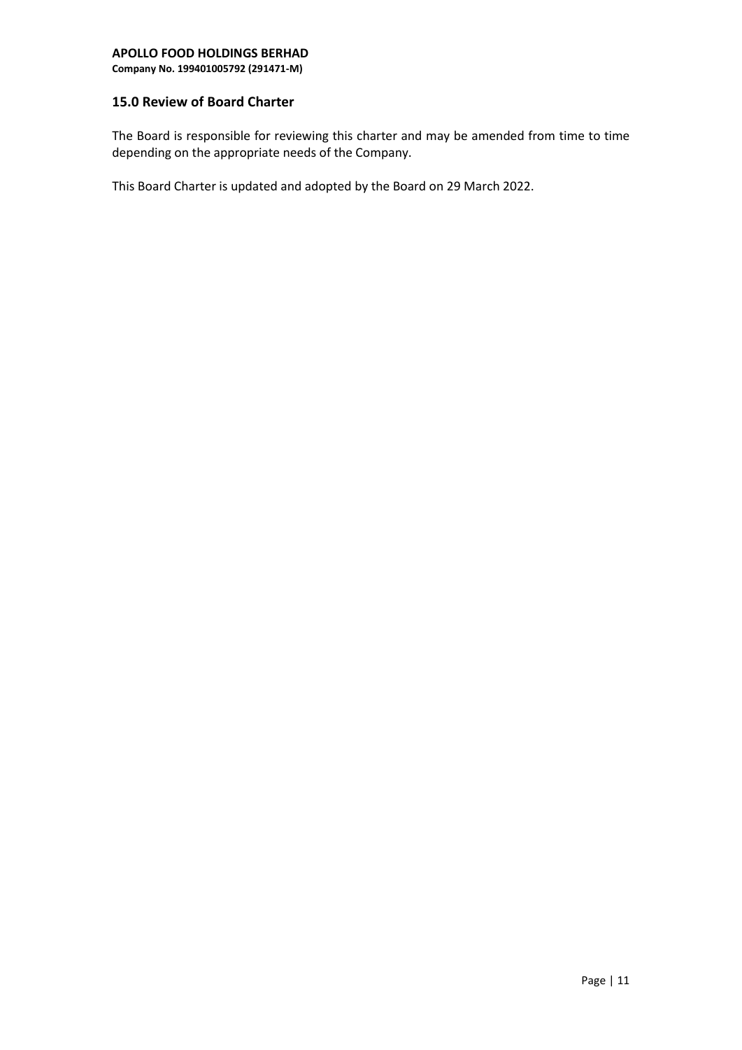## 15.0 Review of Board Charter

The Board is responsible for reviewing this charter and may be amended from time to time depending on the appropriate needs of the Company.

This Board Charter is updated and adopted by the Board on 29 March 2022.